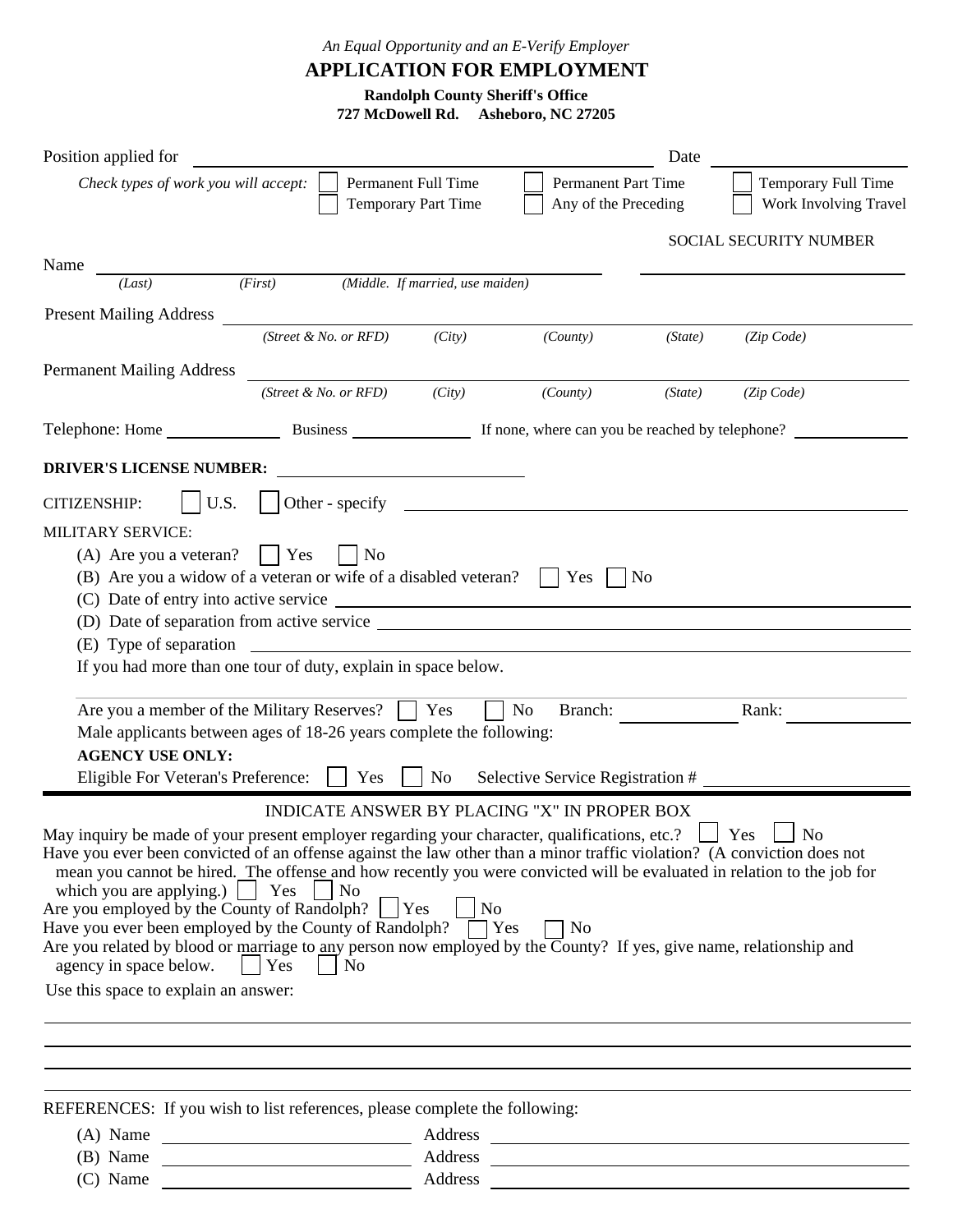*An Equal Opportunity and an E-Verify Employer*

# APPLICATION FOR EMPLOYMENT

**Randolph County Sheriff's Office**
**727 McDowell Rd. Asheboro, NC 27205**

Position applied for ______________________________ Date ______________

*Check types of work you will accept:* ☐ Permanent Full Time ☐ Permanent Part Time ☐ Temporary Full Time ☐ Temporary Part Time ☐ Any of the Preceding ☐ Work Involving Travel

Name ________________________________________ SOCIAL SECURITY NUMBER ______________
*(Last) (First) (Middle. If married, use maiden)*

Present Mailing Address ________________________________________
*(Street & No. or RFD) (City) (County) (State) (Zip Code)*

Permanent Mailing Address ________________________________________
*(Street & No. or RFD) (City) (County) (State) (Zip Code)*

Telephone: Home ____________ Business ____________ If none, where can you be reached by telephone? ____________

**DRIVER'S LICENSE NUMBER:** ______________________

CITIZENSHIP: ☐ U.S. ☐ Other - specify ______________________

MILITARY SERVICE:

(A) Are you a veteran? ☐ Yes ☐ No
(B) Are you a widow of a veteran or wife of a disabled veteran? ☐ Yes ☐ No
(C) Date of entry into active service ______________________
(D) Date of separation from active service ______________________
(E) Type of separation ______________________
If you had more than one tour of duty, explain in space below.

Are you a member of the Military Reserves? ☐ Yes ☐ No Branch: ____________ Rank: ____________
Male applicants between ages of 18-26 years complete the following:
**AGENCY USE ONLY:**
Eligible For Veteran's Preference: ☐ Yes ☐ No Selective Service Registration # ____________

INDICATE ANSWER BY PLACING "X" IN PROPER BOX

May inquiry be made of your present employer regarding your character, qualifications, etc.? ☐ Yes ☐ No
Have you ever been convicted of an offense against the law other than a minor traffic violation? (A conviction does not mean you cannot be hired. The offense and how recently you were convicted will be evaluated in relation to the job for which you are applying.) ☐ Yes ☐ No
Are you employed by the County of Randolph? ☐ Yes ☐ No
Have you ever been employed by the County of Randolph? ☐ Yes ☐ No
Are you related by blood or marriage to any person now employed by the County? If yes, give name, relationship and agency in space below. ☐ Yes ☐ No

Use this space to explain an answer:

______________________________________________________________________

______________________________________________________________________

______________________________________________________________________

REFERENCES: If you wish to list references, please complete the following:

(A) Name ______________________ Address ______________________
(B) Name ______________________ Address ______________________
(C) Name ______________________ Address ______________________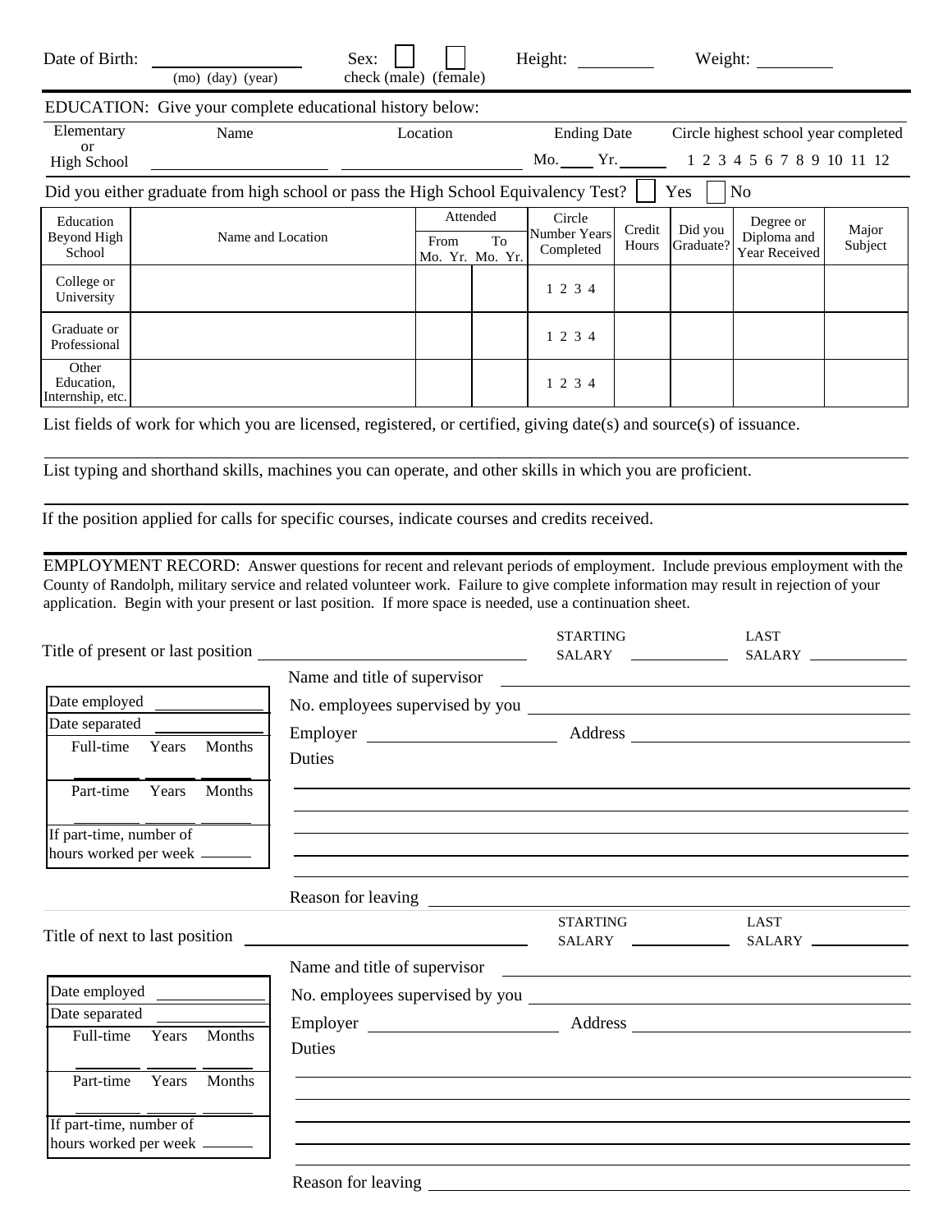Date of Birth: ________________ (mo) (day) (year)  Sex: ☐ ☐ check (male) (female)  Height: ________  Weight: ________

EDUCATION: Give your complete educational history below:

| Elementary or High School | Name | Location | Ending Date | Circle highest school year completed |
|---|---|---|---|---|
| | | | Mo.____ Yr.______ | 1 2 3 4 5 6 7 8 9 10 11 12 |

Did you either graduate from high school or pass the High School Equivalency Test? ☐ Yes ☐ No

| Education Beyond High School | Name and Location | Attended | | Circle Number Years Completed | Credit Hours | Did you Graduate? | Degree or Diploma and Year Received | Major Subject |
|---|---|---|---|---|---|---|---|---|
| | | From Mo. Yr. | To Mo. Yr. | | | | | |
| College or University | | | | 1 2 3 4 | | | | |
| Graduate or Professional | | | | 1 2 3 4 | | | | |
| Other Education, Internship, etc. | | | | 1 2 3 4 | | | | |

List fields of work for which you are licensed, registered, or certified, giving date(s) and source(s) of issuance.

List typing and shorthand skills, machines you can operate, and other skills in which you are proficient.

If the position applied for calls for specific courses, indicate courses and credits received.

EMPLOYMENT RECORD: Answer questions for recent and relevant periods of employment. Include previous employment with the County of Randolph, military service and related volunteer work. Failure to give complete information may result in rejection of your application. Begin with your present or last position. If more space is needed, use a continuation sheet.

Title of present or last position ______________________  STARTING SALARY ________  LAST SALARY ________

Name and title of supervisor ______________________

- Date employed ________
- Date separated ________
- Full-time Years ____ Months ____
- Part-time Years ____ Months ____
- If part-time, number of hours worked per week ______

No. employees supervised by you ______________________

Employer ______________ Address ______________

Duties

Reason for leaving ______________________

Title of next to last position ______________________  STARTING SALARY ________  LAST SALARY ________

Name and title of supervisor ______________________

- Date employed ________
- Date separated ________
- Full-time Years ____ Months ____
- Part-time Years ____ Months ____
- If part-time, number of hours worked per week ______

No. employees supervised by you ______________________

Employer ______________ Address ______________

Duties

Reason for leaving ______________________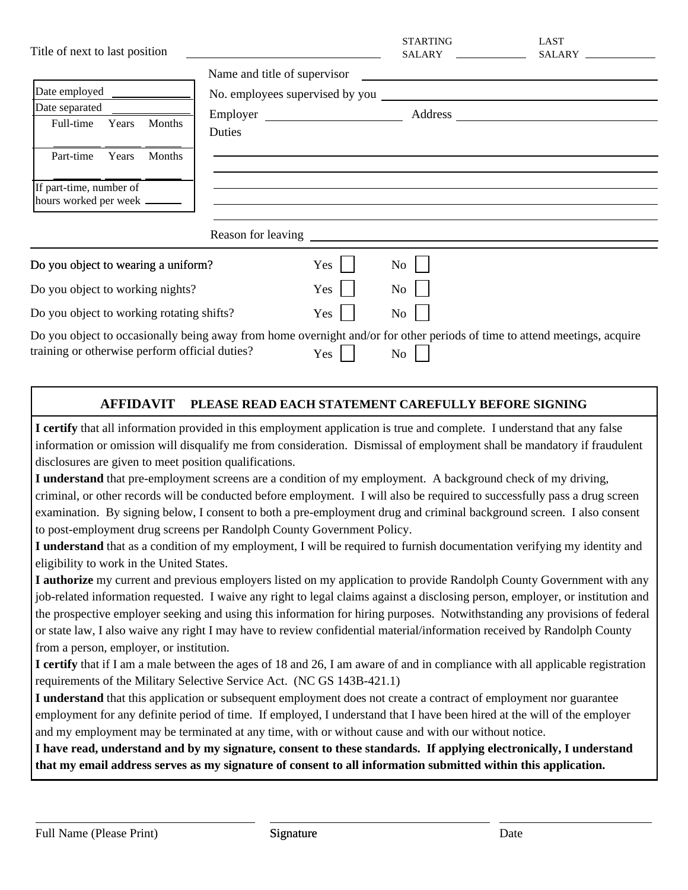Title of next to last position ____________________ STARTING SALARY __________ LAST SALARY __________

| | |
|---|---|
| Date employed ________ | Name and title of supervisor ____________________ |
| Date separated ________ | No. employees supervised by you ____________________ |
| Full-time Years ____ Months ____ | Employer ____________ Address ____________ |
| Part-time Years ____ Months ____ | Duties ____________________ |
| If part-time, number of hours worked per week ______ | |

Reason for leaving ____________________

Do you object to wearing a uniform? Yes ☐ No ☐

Do you object to working nights? Yes ☐ No ☐

Do you object to working rotating shifts? Yes ☐ No ☐

Do you object to occasionally being away from home overnight and/or for other periods of time to attend meetings, acquire training or otherwise perform official duties? Yes ☐ No ☐

## AFFIDAVIT PLEASE READ EACH STATEMENT CAREFULLY BEFORE SIGNING

**I certify** that all information provided in this employment application is true and complete. I understand that any false information or omission will disqualify me from consideration. Dismissal of employment shall be mandatory if fraudulent disclosures are given to meet position qualifications.

**I understand** that pre-employment screens are a condition of my employment. A background check of my driving, criminal, or other records will be conducted before employment. I will also be required to successfully pass a drug screen examination. By signing below, I consent to both a pre-employment drug and criminal background screen. I also consent to post-employment drug screens per Randolph County Government Policy.

**I understand** that as a condition of my employment, I will be required to furnish documentation verifying my identity and eligibility to work in the United States.

**I authorize** my current and previous employers listed on my application to provide Randolph County Government with any job-related information requested. I waive any right to legal claims against a disclosing person, employer, or institution and the prospective employer seeking and using this information for hiring purposes. Notwithstanding any provisions of federal or state law, I also waive any right I may have to review confidential material/information received by Randolph County from a person, employer, or institution.

**I certify** that if I am a male between the ages of 18 and 26, I am aware of and in compliance with all applicable registration requirements of the Military Selective Service Act. (NC GS 143B-421.1)

**I understand** that this application or subsequent employment does not create a contract of employment nor guarantee employment for any definite period of time. If employed, I understand that I have been hired at the will of the employer and my employment may be terminated at any time, with or without cause and with our without notice.

**I have read, understand and by my signature, consent to these standards. If applying electronically, I understand that my email address serves as my signature of consent to all information submitted within this application.**

______________________ ______________________ ______________________

Full Name (Please Print) Signature Date